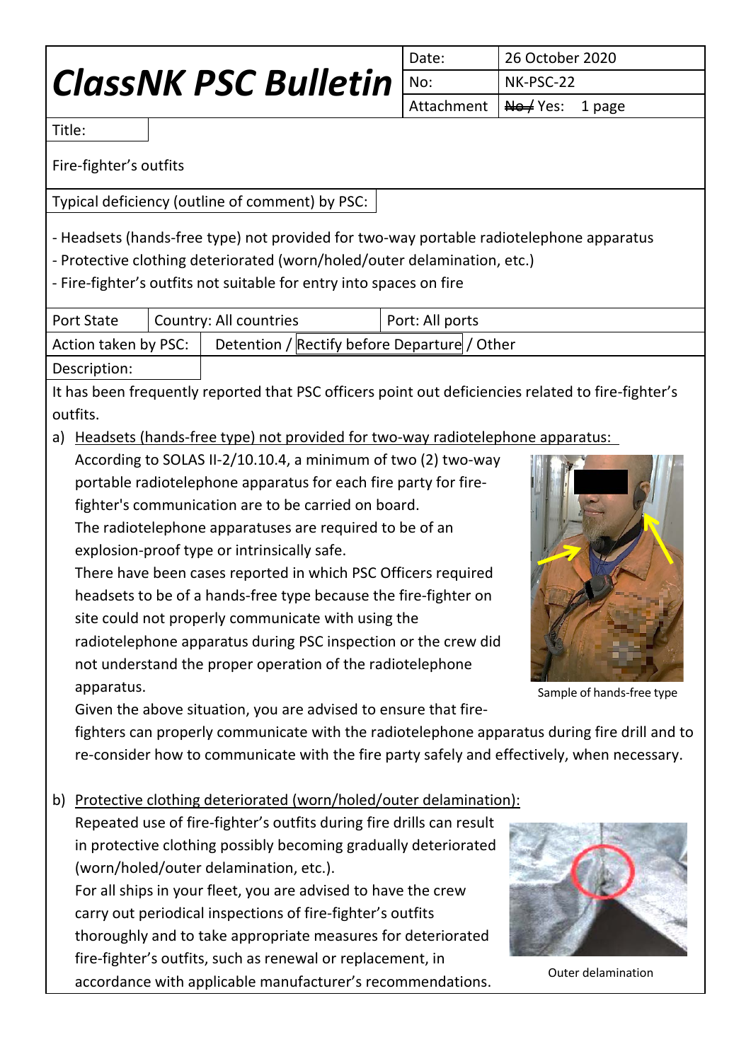# ClassNK PSC Bulletin

| Date: | 26 October 2020 |
|---|---|
| No: | NK-PSC-22 |
| Attachment | ~~No~~ / Yes: 1 page |

**Title:**

Fire-fighter's outfits

**Typical deficiency (outline of comment) by PSC:**

- Headsets (hands-free type) not provided for two-way portable radiotelephone apparatus
- Protective clothing deteriorated (worn/holed/outer delamination, etc.)
- Fire-fighter's outfits not suitable for entry into spaces on fire

| Port State | Country: All countries | Port: All ports |
|---|---|---|
| Action taken by PSC: | Detention / Rectify before Departure / Other | |

**Description:**

It has been frequently reported that PSC officers point out deficiencies related to fire-fighter's outfits.

a) Headsets (hands-free type) not provided for two-way radiotelephone apparatus:

According to SOLAS II-2/10.10.4, a minimum of two (2) two-way portable radiotelephone apparatus for each fire party for fire-fighter's communication are to be carried on board.

The radiotelephone apparatuses are required to be of an explosion-proof type or intrinsically safe.

There have been cases reported in which PSC Officers required headsets to be of a hands-free type because the fire-fighter on site could not properly communicate with using the radiotelephone apparatus during PSC inspection or the crew did not understand the proper operation of the radiotelephone apparatus.

Sample of hands-free type

Given the above situation, you are advised to ensure that fire-fighters can properly communicate with the radiotelephone apparatus during fire drill and to re-consider how to communicate with the fire party safely and effectively, when necessary.

b) Protective clothing deteriorated (worn/holed/outer delamination):

Repeated use of fire-fighter's outfits during fire drills can result in protective clothing possibly becoming gradually deteriorated (worn/holed/outer delamination, etc.).

For all ships in your fleet, you are advised to have the crew carry out periodical inspections of fire-fighter's outfits thoroughly and to take appropriate measures for deteriorated fire-fighter's outfits, such as renewal or replacement, in accordance with applicable manufacturer's recommendations.

Outer delamination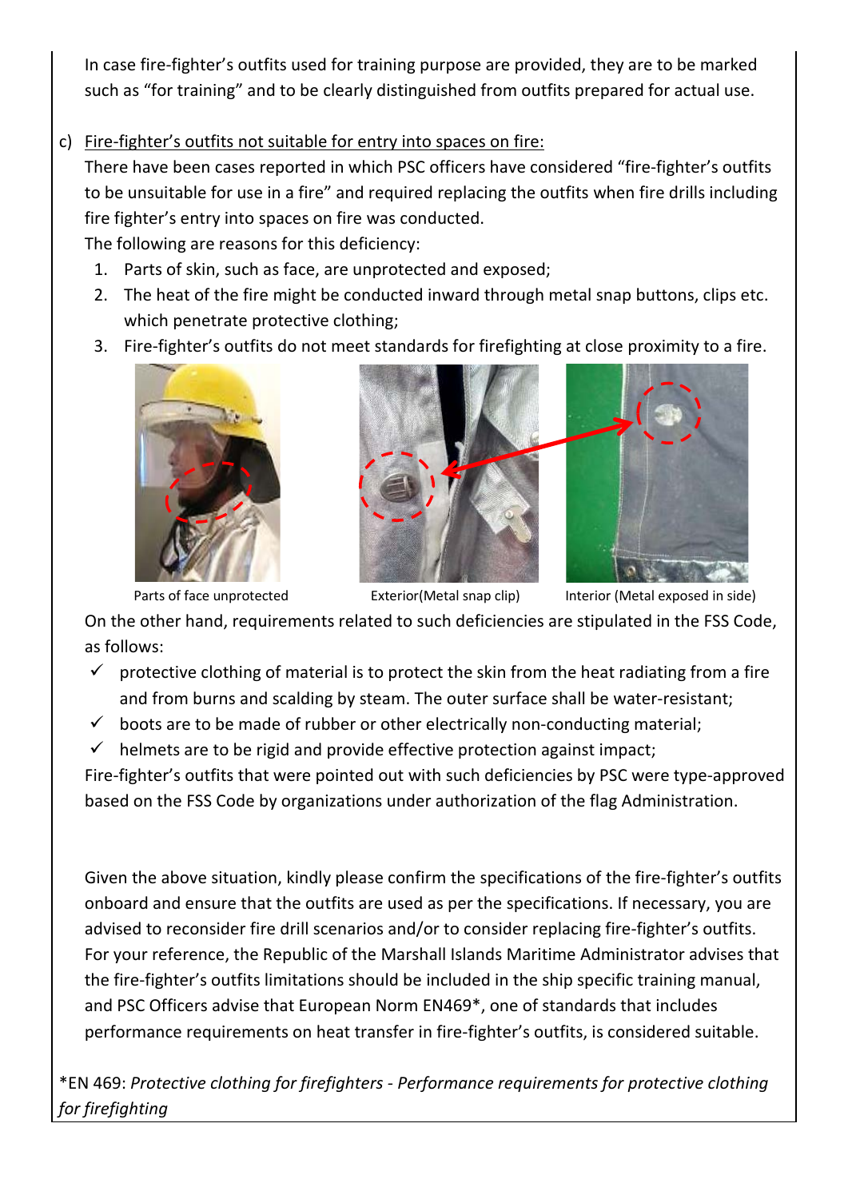In case fire-fighter's outfits used for training purpose are provided, they are to be marked such as "for training" and to be clearly distinguished from outfits prepared for actual use.

c) Fire-fighter's outfits not suitable for entry into spaces on fire:

There have been cases reported in which PSC officers have considered "fire-fighter's outfits to be unsuitable for use in a fire" and required replacing the outfits when fire drills including fire fighter's entry into spaces on fire was conducted.

The following are reasons for this deficiency:

1. Parts of skin, such as face, are unprotected and exposed;
2. The heat of the fire might be conducted inward through metal snap buttons, clips etc. which penetrate protective clothing;
3. Fire-fighter's outfits do not meet standards for firefighting at close proximity to a fire.

Parts of face unprotected

Exterior(Metal snap clip)

Interior (Metal exposed in side)

On the other hand, requirements related to such deficiencies are stipulated in the FSS Code, as follows:

- ✓ protective clothing of material is to protect the skin from the heat radiating from a fire and from burns and scalding by steam. The outer surface shall be water-resistant;
- ✓ boots are to be made of rubber or other electrically non-conducting material;
- ✓ helmets are to be rigid and provide effective protection against impact;

Fire-fighter's outfits that were pointed out with such deficiencies by PSC were type-approved based on the FSS Code by organizations under authorization of the flag Administration.

Given the above situation, kindly please confirm the specifications of the fire-fighter's outfits onboard and ensure that the outfits are used as per the specifications. If necessary, you are advised to reconsider fire drill scenarios and/or to consider replacing fire-fighter's outfits. For your reference, the Republic of the Marshall Islands Maritime Administrator advises that the fire-fighter's outfits limitations should be included in the ship specific training manual, and PSC Officers advise that European Norm EN469*, one of standards that includes performance requirements on heat transfer in fire-fighter's outfits, is considered suitable.

*EN 469: *Protective clothing for firefighters - Performance requirements for protective clothing for firefighting*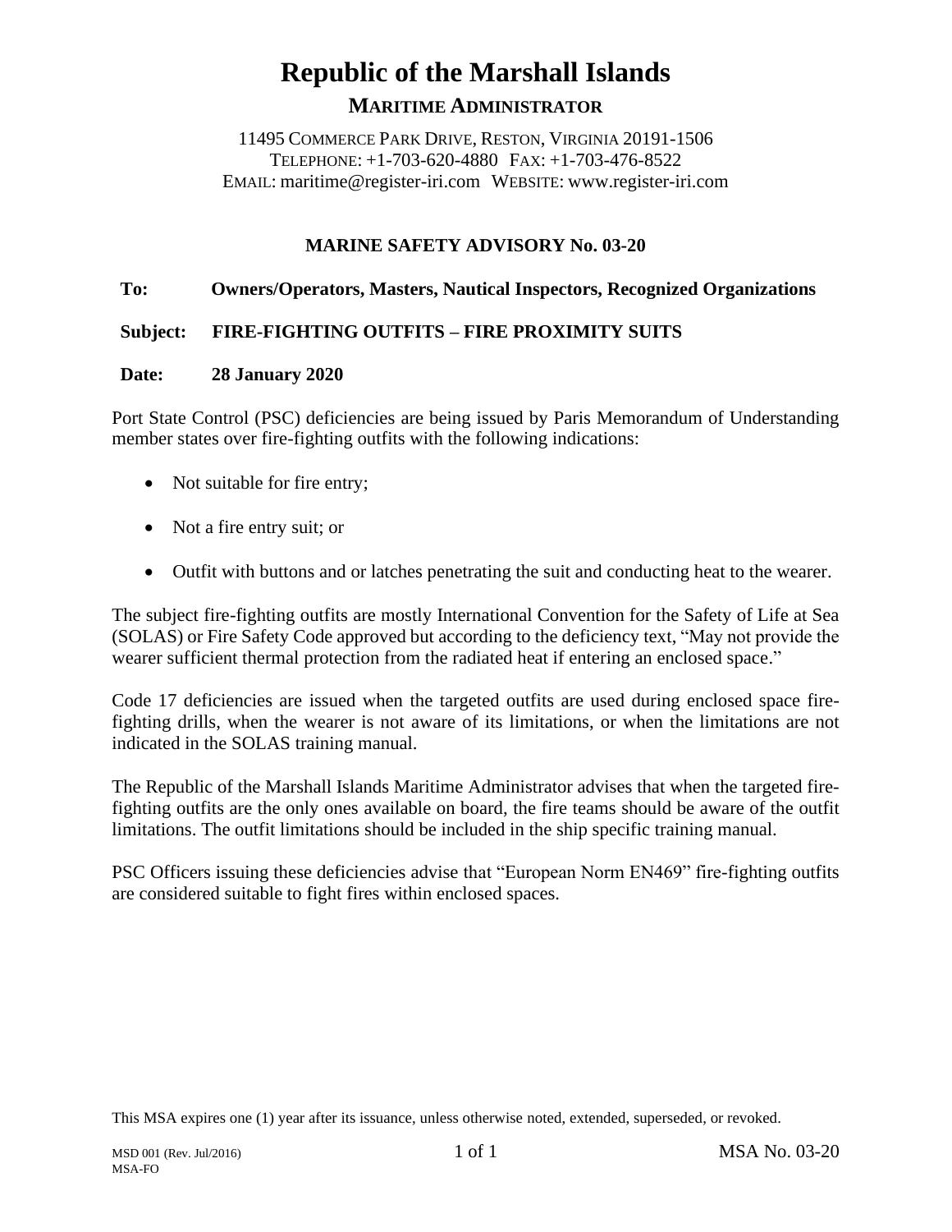# Republic of the Marshall Islands

## MARITIME ADMINISTRATOR

11495 COMMERCE PARK DRIVE, RESTON, VIRGINIA 20191-1506
TELEPHONE: +1-703-620-4880 FAX: +1-703-476-8522
EMAIL: maritime@register-iri.com WEBSITE: www.register-iri.com

**MARINE SAFETY ADVISORY No. 03-20**

**To:** **Owners/Operators, Masters, Nautical Inspectors, Recognized Organizations**

**Subject:** **FIRE-FIGHTING OUTFITS – FIRE PROXIMITY SUITS**

**Date:** **28 January 2020**

Port State Control (PSC) deficiencies are being issued by Paris Memorandum of Understanding member states over fire-fighting outfits with the following indications:

- Not suitable for fire entry;
- Not a fire entry suit; or
- Outfit with buttons and or latches penetrating the suit and conducting heat to the wearer.

The subject fire-fighting outfits are mostly International Convention for the Safety of Life at Sea (SOLAS) or Fire Safety Code approved but according to the deficiency text, "May not provide the wearer sufficient thermal protection from the radiated heat if entering an enclosed space."

Code 17 deficiencies are issued when the targeted outfits are used during enclosed space fire-fighting drills, when the wearer is not aware of its limitations, or when the limitations are not indicated in the SOLAS training manual.

The Republic of the Marshall Islands Maritime Administrator advises that when the targeted fire-fighting outfits are the only ones available on board, the fire teams should be aware of the outfit limitations. The outfit limitations should be included in the ship specific training manual.

PSC Officers issuing these deficiencies advise that "European Norm EN469" fire-fighting outfits are considered suitable to fight fires within enclosed spaces.

This MSA expires one (1) year after its issuance, unless otherwise noted, extended, superseded, or revoked.

MSD 001 (Rev. Jul/2016)
MSA-FO